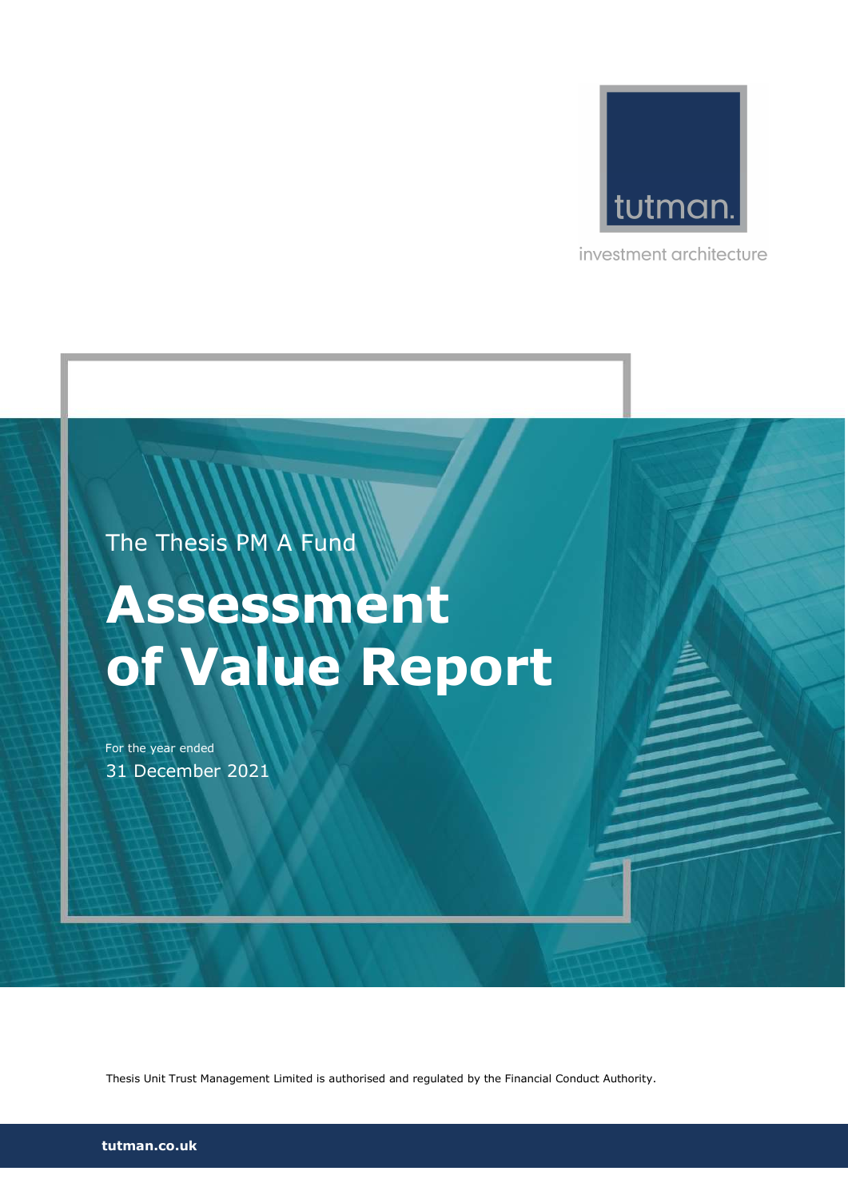tutman.

investment architecture

The Thesis PM A Fund

# Assessment of Value Report

For the year ended

31 December 2021

Thesis Unit Trust Management Limited is authorised and regulated by the Financial Conduct Authority.

tutman.co.uk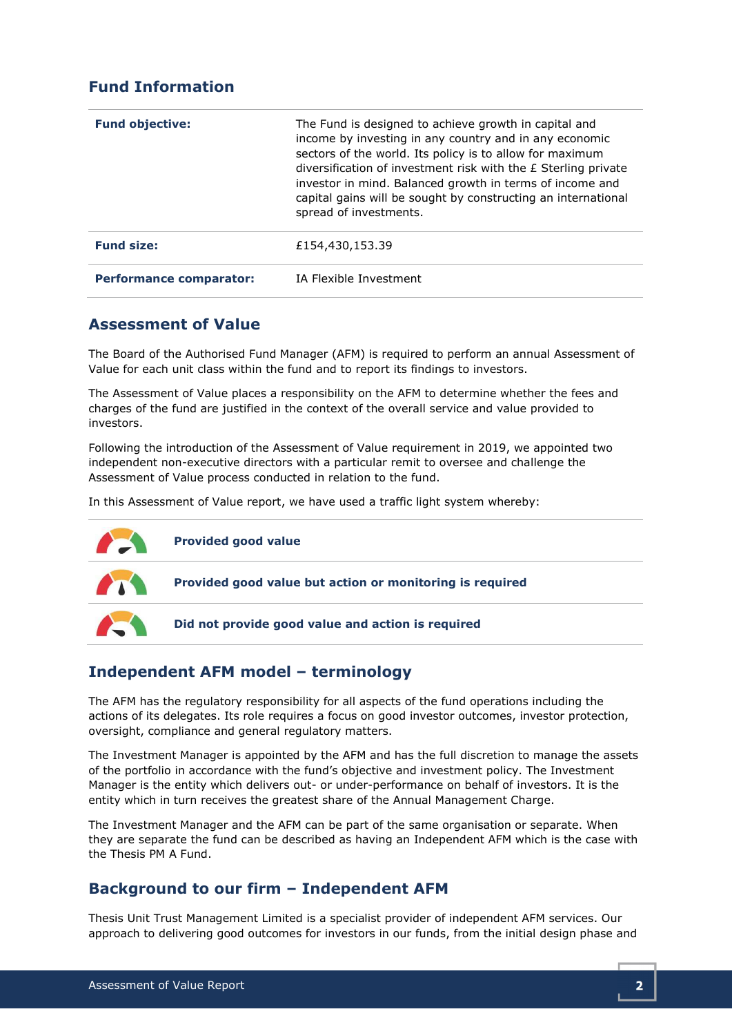## Fund Information

| | |
|---|---|
| **Fund objective:** | The Fund is designed to achieve growth in capital and income by investing in any country and in any economic sectors of the world. Its policy is to allow for maximum diversification of investment risk with the £ Sterling private investor in mind. Balanced growth in terms of income and capital gains will be sought by constructing an international spread of investments. |
| **Fund size:** | £154,430,153.39 |
| **Performance comparator:** | IA Flexible Investment |

## Assessment of Value

The Board of the Authorised Fund Manager (AFM) is required to perform an annual Assessment of Value for each unit class within the fund and to report its findings to investors.

The Assessment of Value places a responsibility on the AFM to determine whether the fees and charges of the fund are justified in the context of the overall service and value provided to investors.

Following the introduction of the Assessment of Value requirement in 2019, we appointed two independent non-executive directors with a particular remit to oversee and challenge the Assessment of Value process conducted in relation to the fund.

In this Assessment of Value report, we have used a traffic light system whereby:

- **Provided good value**
- **Provided good value but action or monitoring is required**
- **Did not provide good value and action is required**

## Independent AFM model – terminology

The AFM has the regulatory responsibility for all aspects of the fund operations including the actions of its delegates. Its role requires a focus on good investor outcomes, investor protection, oversight, compliance and general regulatory matters.

The Investment Manager is appointed by the AFM and has the full discretion to manage the assets of the portfolio in accordance with the fund's objective and investment policy. The Investment Manager is the entity which delivers out- or under-performance on behalf of investors. It is the entity which in turn receives the greatest share of the Annual Management Charge.

The Investment Manager and the AFM can be part of the same organisation or separate. When they are separate the fund can be described as having an Independent AFM which is the case with the Thesis PM A Fund.

## Background to our firm – Independent AFM

Thesis Unit Trust Management Limited is a specialist provider of independent AFM services. Our approach to delivering good outcomes for investors in our funds, from the initial design phase and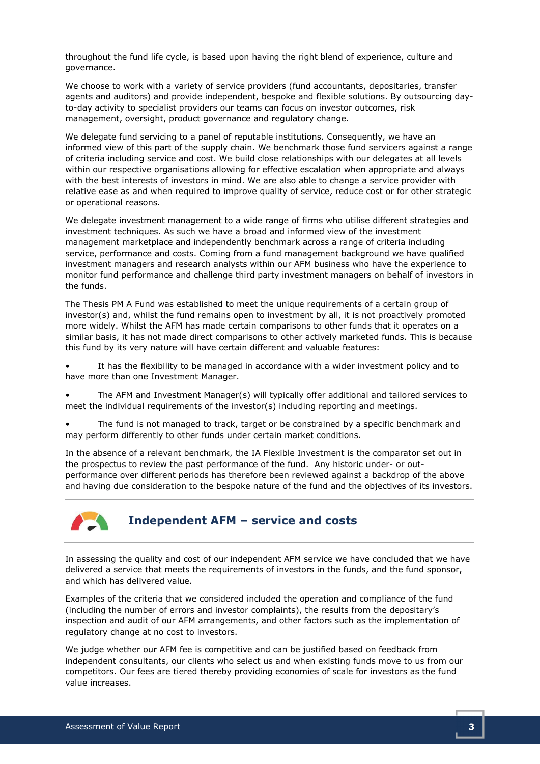throughout the fund life cycle, is based upon having the right blend of experience, culture and governance.

We choose to work with a variety of service providers (fund accountants, depositaries, transfer agents and auditors) and provide independent, bespoke and flexible solutions. By outsourcing day-to-day activity to specialist providers our teams can focus on investor outcomes, risk management, oversight, product governance and regulatory change.

We delegate fund servicing to a panel of reputable institutions. Consequently, we have an informed view of this part of the supply chain. We benchmark those fund servicers against a range of criteria including service and cost. We build close relationships with our delegates at all levels within our respective organisations allowing for effective escalation when appropriate and always with the best interests of investors in mind. We are also able to change a service provider with relative ease as and when required to improve quality of service, reduce cost or for other strategic or operational reasons.

We delegate investment management to a wide range of firms who utilise different strategies and investment techniques. As such we have a broad and informed view of the investment management marketplace and independently benchmark across a range of criteria including service, performance and costs. Coming from a fund management background we have qualified investment managers and research analysts within our AFM business who have the experience to monitor fund performance and challenge third party investment managers on behalf of investors in the funds.

The Thesis PM A Fund was established to meet the unique requirements of a certain group of investor(s) and, whilst the fund remains open to investment by all, it is not proactively promoted more widely. Whilst the AFM has made certain comparisons to other funds that it operates on a similar basis, it has not made direct comparisons to other actively marketed funds. This is because this fund by its very nature will have certain different and valuable features:

- It has the flexibility to be managed in accordance with a wider investment policy and to have more than one Investment Manager.
- The AFM and Investment Manager(s) will typically offer additional and tailored services to meet the individual requirements of the investor(s) including reporting and meetings.
- The fund is not managed to track, target or be constrained by a specific benchmark and may perform differently to other funds under certain market conditions.

In the absence of a relevant benchmark, the IA Flexible Investment is the comparator set out in the prospectus to review the past performance of the fund. Any historic under- or out-performance over different periods has therefore been reviewed against a backdrop of the above and having due consideration to the bespoke nature of the fund and the objectives of its investors.

## Independent AFM – service and costs

In assessing the quality and cost of our independent AFM service we have concluded that we have delivered a service that meets the requirements of investors in the funds, and the fund sponsor, and which has delivered value.

Examples of the criteria that we considered included the operation and compliance of the fund (including the number of errors and investor complaints), the results from the depositary's inspection and audit of our AFM arrangements, and other factors such as the implementation of regulatory change at no cost to investors.

We judge whether our AFM fee is competitive and can be justified based on feedback from independent consultants, our clients who select us and when existing funds move to us from our competitors. Our fees are tiered thereby providing economies of scale for investors as the fund value increases.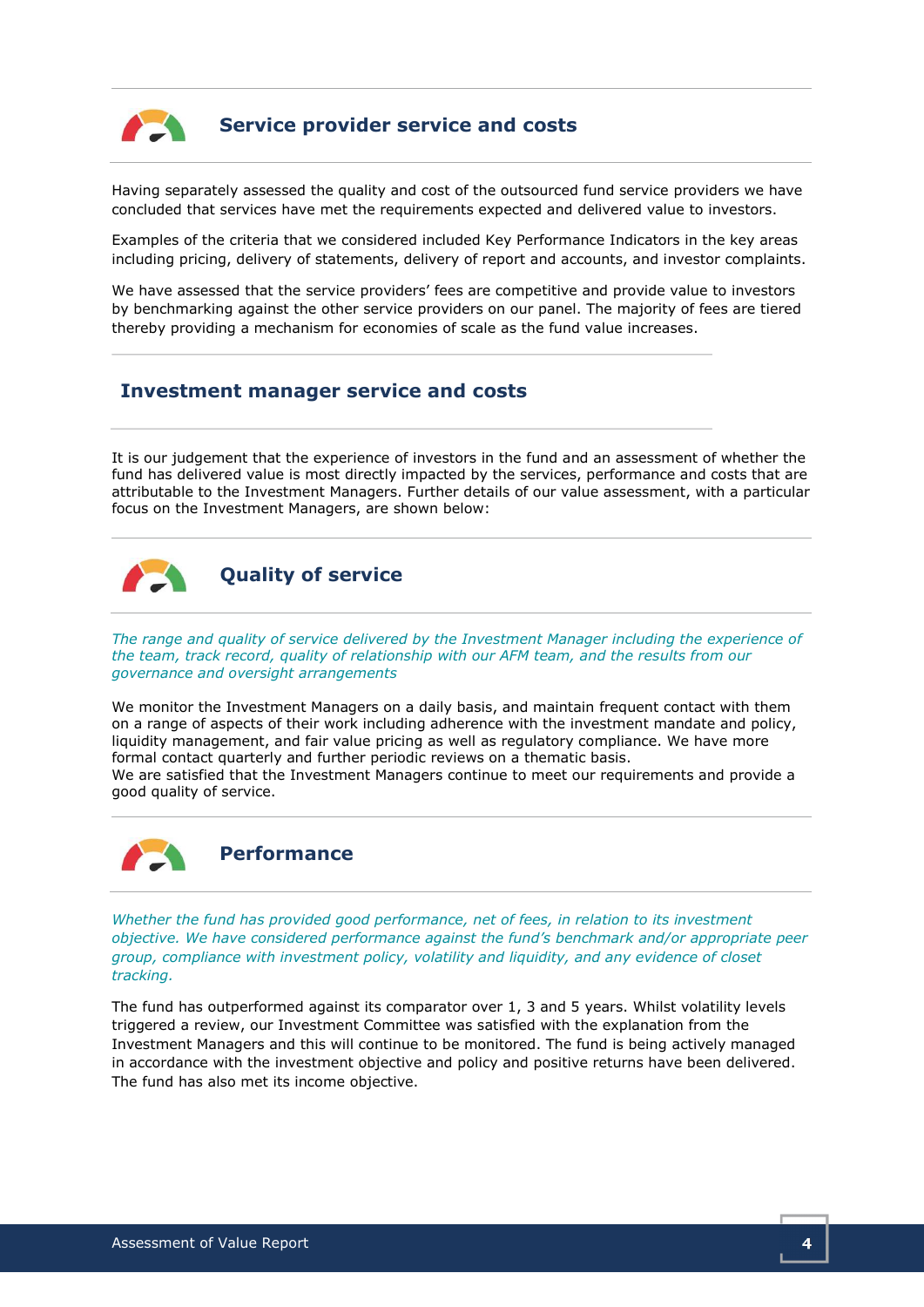## Service provider service and costs

Having separately assessed the quality and cost of the outsourced fund service providers we have concluded that services have met the requirements expected and delivered value to investors.

Examples of the criteria that we considered included Key Performance Indicators in the key areas including pricing, delivery of statements, delivery of report and accounts, and investor complaints.

We have assessed that the service providers' fees are competitive and provide value to investors by benchmarking against the other service providers on our panel. The majority of fees are tiered thereby providing a mechanism for economies of scale as the fund value increases.

## Investment manager service and costs

It is our judgement that the experience of investors in the fund and an assessment of whether the fund has delivered value is most directly impacted by the services, performance and costs that are attributable to the Investment Managers. Further details of our value assessment, with a particular focus on the Investment Managers, are shown below:

## Quality of service

*The range and quality of service delivered by the Investment Manager including the experience of the team, track record, quality of relationship with our AFM team, and the results from our governance and oversight arrangements*

We monitor the Investment Managers on a daily basis, and maintain frequent contact with them on a range of aspects of their work including adherence with the investment mandate and policy, liquidity management, and fair value pricing as well as regulatory compliance. We have more formal contact quarterly and further periodic reviews on a thematic basis.
We are satisfied that the Investment Managers continue to meet our requirements and provide a good quality of service.

## Performance

*Whether the fund has provided good performance, net of fees, in relation to its investment objective. We have considered performance against the fund's benchmark and/or appropriate peer group, compliance with investment policy, volatility and liquidity, and any evidence of closet tracking.*

The fund has outperformed against its comparator over 1, 3 and 5 years. Whilst volatility levels triggered a review, our Investment Committee was satisfied with the explanation from the Investment Managers and this will continue to be monitored. The fund is being actively managed in accordance with the investment objective and policy and positive returns have been delivered. The fund has also met its income objective.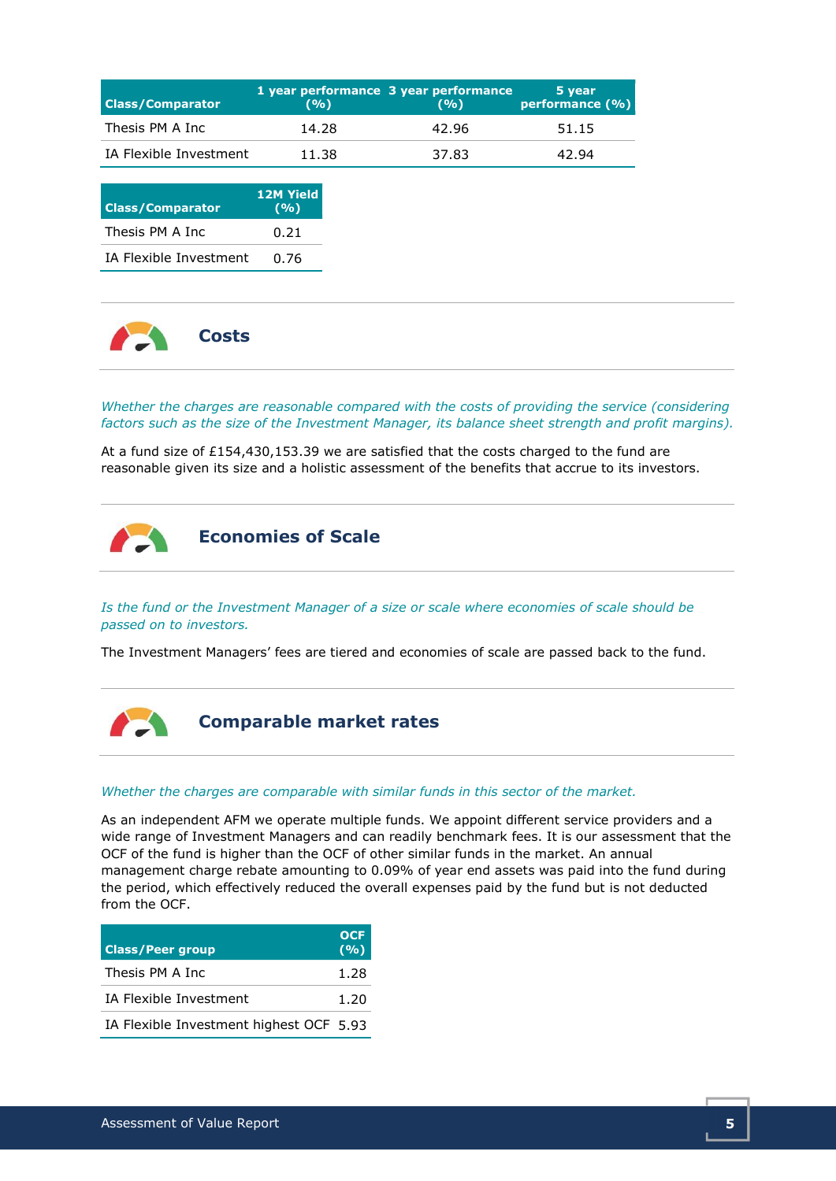| Class/Comparator | 1 year performance (%) | 3 year performance (%) | 5 year performance (%) |
|---|---|---|---|
| Thesis PM A Inc | 14.28 | 42.96 | 51.15 |
| IA Flexible Investment | 11.38 | 37.83 | 42.94 |

| Class/Comparator | 12M Yield (%) |
|---|---|
| Thesis PM A Inc | 0.21 |
| IA Flexible Investment | 0.76 |

## Costs

*Whether the charges are reasonable compared with the costs of providing the service (considering factors such as the size of the Investment Manager, its balance sheet strength and profit margins).*

At a fund size of £154,430,153.39 we are satisfied that the costs charged to the fund are reasonable given its size and a holistic assessment of the benefits that accrue to its investors.

## Economies of Scale

*Is the fund or the Investment Manager of a size or scale where economies of scale should be passed on to investors.*

The Investment Managers' fees are tiered and economies of scale are passed back to the fund.

## Comparable market rates

*Whether the charges are comparable with similar funds in this sector of the market.*

As an independent AFM we operate multiple funds. We appoint different service providers and a wide range of Investment Managers and can readily benchmark fees. It is our assessment that the OCF of the fund is higher than the OCF of other similar funds in the market. An annual management charge rebate amounting to 0.09% of year end assets was paid into the fund during the period, which effectively reduced the overall expenses paid by the fund but is not deducted from the OCF.

| Class/Peer group | OCF (%) |
|---|---|
| Thesis PM A Inc | 1.28 |
| IA Flexible Investment | 1.20 |
| IA Flexible Investment highest OCF | 5.93 |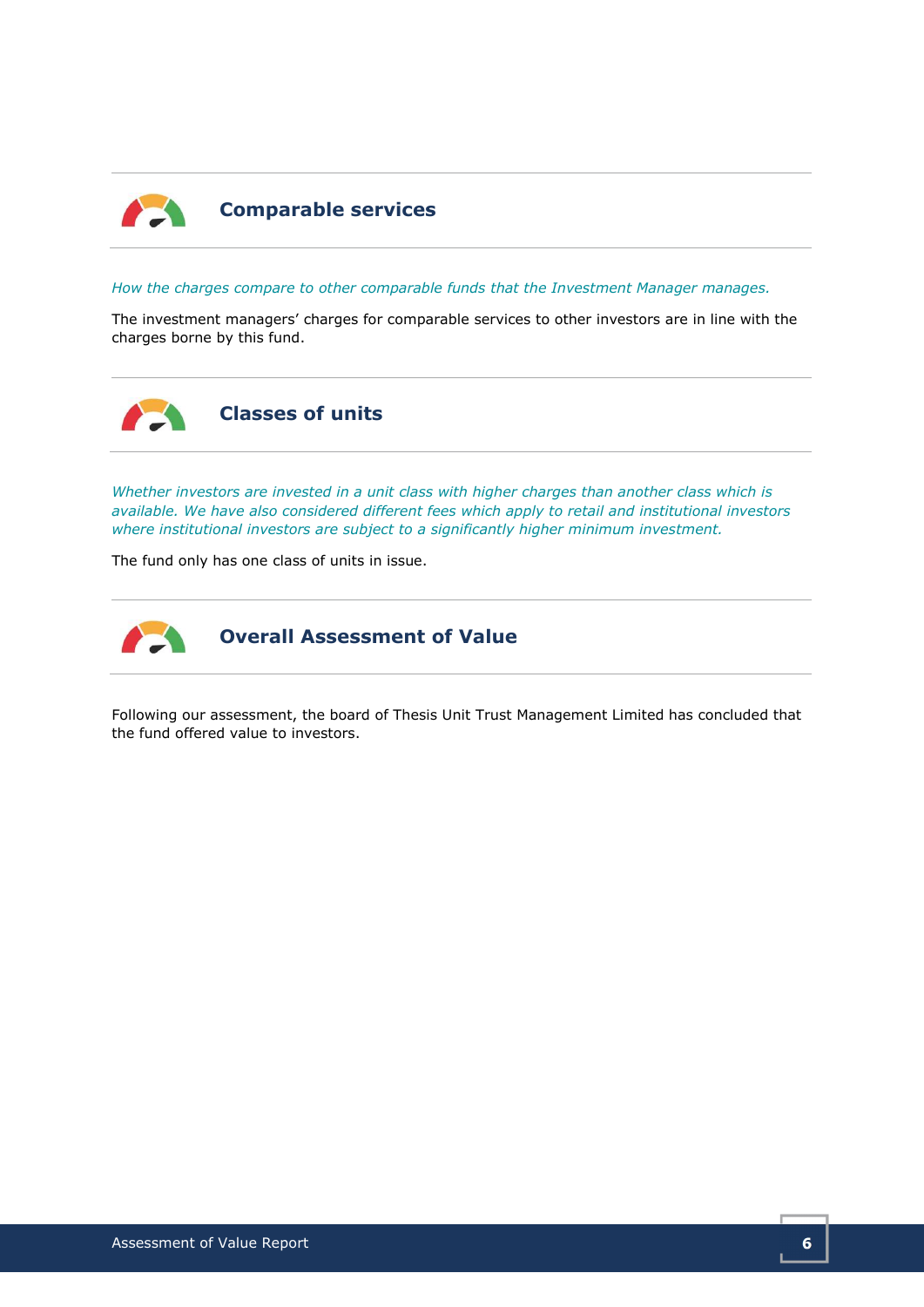## Comparable services

*How the charges compare to other comparable funds that the Investment Manager manages.*

The investment managers' charges for comparable services to other investors are in line with the charges borne by this fund.

## Classes of units

*Whether investors are invested in a unit class with higher charges than another class which is available. We have also considered different fees which apply to retail and institutional investors where institutional investors are subject to a significantly higher minimum investment.*

The fund only has one class of units in issue.

## Overall Assessment of Value

Following our assessment, the board of Thesis Unit Trust Management Limited has concluded that the fund offered value to investors.